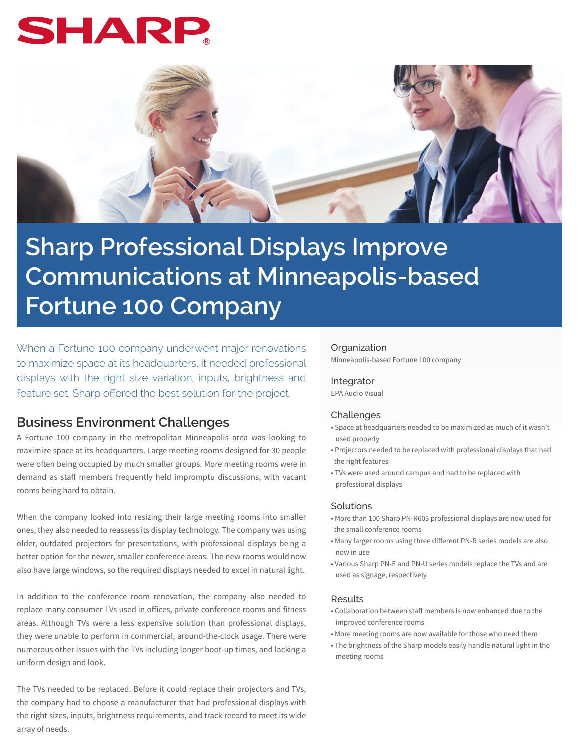SHARP

# Sharp Professional Displays Improve Communications at Minneapolis-based Fortune 100 Company

When a Fortune 100 company underwent major renovations to maximize space at its headquarters, it needed professional displays with the right size variation, inputs, brightness and feature set. Sharp offered the best solution for the project.

## Business Environment Challenges

A Fortune 100 company in the metropolitan Minneapolis area was looking to maximize space at its headquarters. Large meeting rooms designed for 30 people were often being occupied by much smaller groups. More meeting rooms were in demand as staff members frequently held impromptu discussions, with vacant rooms being hard to obtain.

When the company looked into resizing their large meeting rooms into smaller ones, they also needed to reassess its display technology. The company was using older, outdated projectors for presentations, with professional displays being a better option for the newer, smaller conference areas. The new rooms would now also have large windows, so the required displays needed to excel in natural light.

In addition to the conference room renovation, the company also needed to replace many consumer TVs used in offices, private conference rooms and fitness areas. Although TVs were a less expensive solution than professional displays, they were unable to perform in commercial, around-the-clock usage. There were numerous other issues with the TVs including longer boot-up times, and lacking a uniform design and look.

The TVs needed to be replaced. Before it could replace their projectors and TVs, the company had to choose a manufacturer that had professional displays with the right sizes, inputs, brightness requirements, and track record to meet its wide array of needs.

### Organization

Minneapolis-based Fortune 100 company

### Integrator

EPA Audio Visual

### Challenges

- Space at headquarters needed to be maximized as much of it wasn't used properly
- Projectors needed to be replaced with professional displays that had the right features
- TVs were used around campus and had to be replaced with professional displays

### Solutions

- More than 100 Sharp PN-R603 professional displays are now used for the small conference rooms
- Many larger rooms using three different PN-R series models are also now in use
- Various Sharp PN-E and PN-U series models replace the TVs and are used as signage, respectively

### Results

- Collaboration between staff members is now enhanced due to the improved conference rooms
- More meeting rooms are now available for those who need them
- The brightness of the Sharp models easily handle natural light in the meeting rooms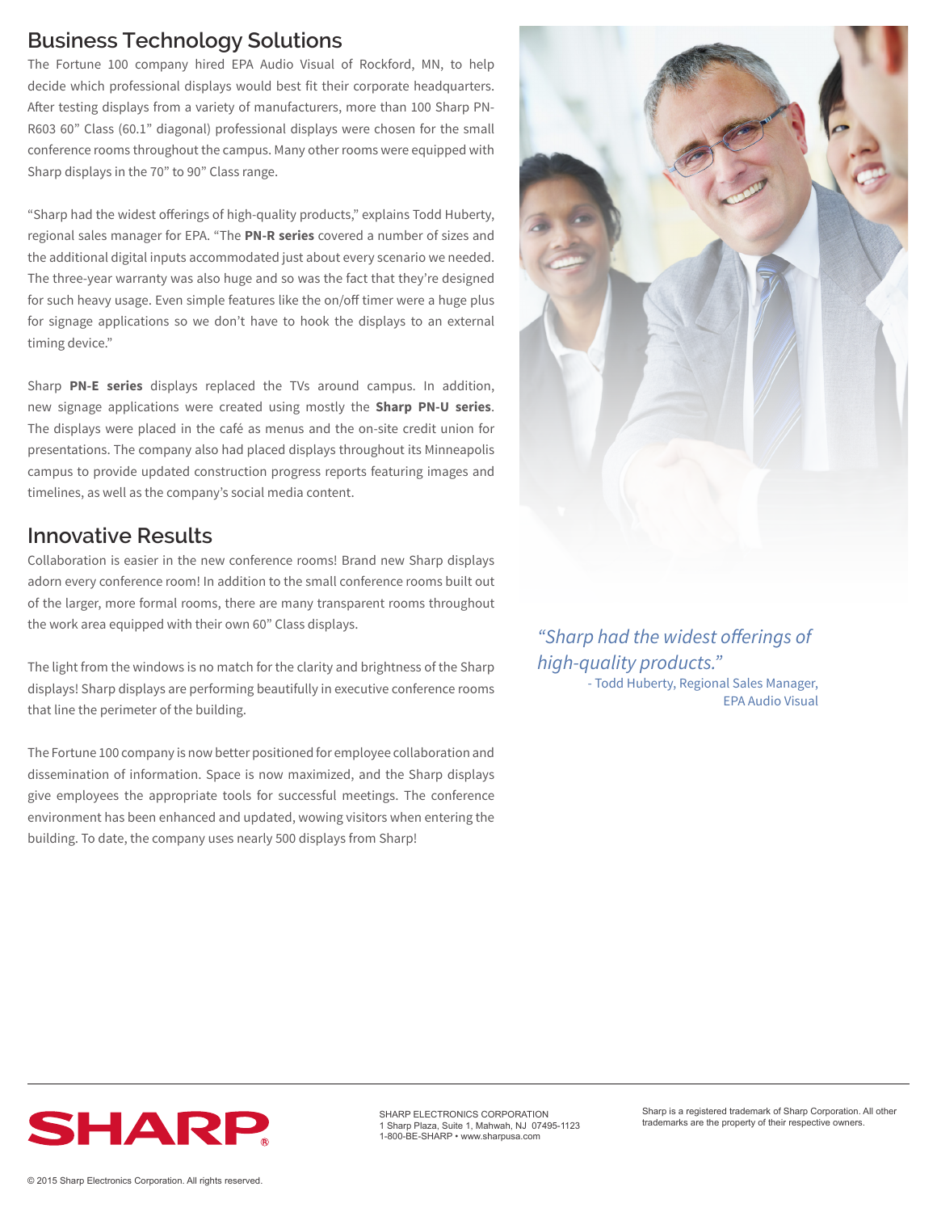## Business Technology Solutions

The Fortune 100 company hired EPA Audio Visual of Rockford, MN, to help decide which professional displays would best fit their corporate headquarters. After testing displays from a variety of manufacturers, more than 100 Sharp PN-R603 60" Class (60.1" diagonal) professional displays were chosen for the small conference rooms throughout the campus. Many other rooms were equipped with Sharp displays in the 70" to 90" Class range.

"Sharp had the widest offerings of high-quality products," explains Todd Huberty, regional sales manager for EPA. "The **PN-R series** covered a number of sizes and the additional digital inputs accommodated just about every scenario we needed. The three-year warranty was also huge and so was the fact that they're designed for such heavy usage. Even simple features like the on/off timer were a huge plus for signage applications so we don't have to hook the displays to an external timing device."

Sharp **PN-E series** displays replaced the TVs around campus. In addition, new signage applications were created using mostly the **Sharp PN-U series**. The displays were placed in the café as menus and the on-site credit union for presentations. The company also had placed displays throughout its Minneapolis campus to provide updated construction progress reports featuring images and timelines, as well as the company's social media content.

## Innovative Results

Collaboration is easier in the new conference rooms! Brand new Sharp displays adorn every conference room! In addition to the small conference rooms built out of the larger, more formal rooms, there are many transparent rooms throughout the work area equipped with their own 60" Class displays.

The light from the windows is no match for the clarity and brightness of the Sharp displays! Sharp displays are performing beautifully in executive conference rooms that line the perimeter of the building.

The Fortune 100 company is now better positioned for employee collaboration and dissemination of information. Space is now maximized, and the Sharp displays give employees the appropriate tools for successful meetings. The conference environment has been enhanced and updated, wowing visitors when entering the building. To date, the company uses nearly 500 displays from Sharp!

*"Sharp had the widest offerings of high-quality products."*
- Todd Huberty, Regional Sales Manager, EPA Audio Visual

SHARP

SHARP ELECTRONICS CORPORATION
1 Sharp Plaza, Suite 1, Mahwah, NJ 07495-1123
1-800-BE-SHARP • www.sharpusa.com

Sharp is a registered trademark of Sharp Corporation. All other trademarks are the property of their respective owners.

© 2015 Sharp Electronics Corporation. All rights reserved.